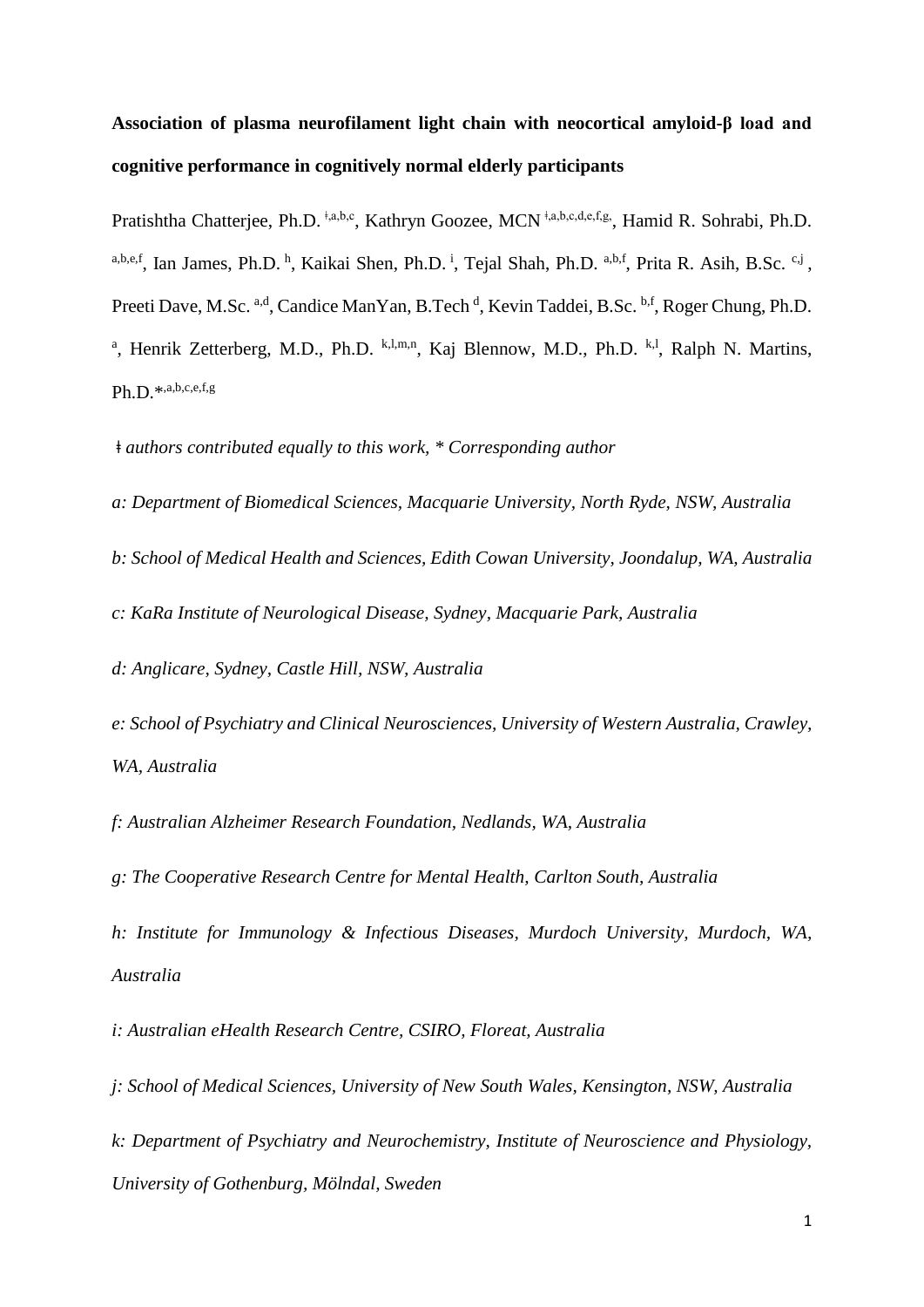**Association of plasma neurofilament light chain with neocortical amyloid-β load and cognitive performance in cognitively normal elderly participants**

Pratishtha Chatterjee, Ph.D. [ǂ,a,b,c], Kathryn Goozee, MCN [ǂ,a,b,c,d,e,f,g], Hamid R. Sohrabi, Ph.D. [a,b,e,f], Ian James, Ph.D. [h], Kaikai Shen, Ph.D. [i], Tejal Shah, Ph.D. [a,b,f], Prita R. Asih, B.Sc. [c,j], Preeti Dave, M.Sc. [a,d], Candice ManYan, B.Tech [d], Kevin Taddei, B.Sc. [b,f], Roger Chung, Ph.D. [a], Henrik Zetterberg, M.D., Ph.D. [k,l,m,n], Kaj Blennow, M.D., Ph.D. [k,l], Ralph N. Martins, Ph.D.[*,a,b,c,e,f,g]

*ǂ authors contributed equally to this work, * Corresponding author*

*a: Department of Biomedical Sciences, Macquarie University, North Ryde, NSW, Australia*

*b: School of Medical Health and Sciences, Edith Cowan University, Joondalup, WA, Australia*

*c: KaRa Institute of Neurological Disease, Sydney, Macquarie Park, Australia*

*d: Anglicare, Sydney, Castle Hill, NSW, Australia*

*e: School of Psychiatry and Clinical Neurosciences, University of Western Australia, Crawley, WA, Australia*

*f: Australian Alzheimer Research Foundation, Nedlands, WA, Australia*

*g: The Cooperative Research Centre for Mental Health, Carlton South, Australia*

*h: Institute for Immunology & Infectious Diseases, Murdoch University, Murdoch, WA, Australia*

*i: Australian eHealth Research Centre, CSIRO, Floreat, Australia*

*j: School of Medical Sciences, University of New South Wales, Kensington, NSW, Australia*

*k: Department of Psychiatry and Neurochemistry, Institute of Neuroscience and Physiology, University of Gothenburg, Mölndal, Sweden*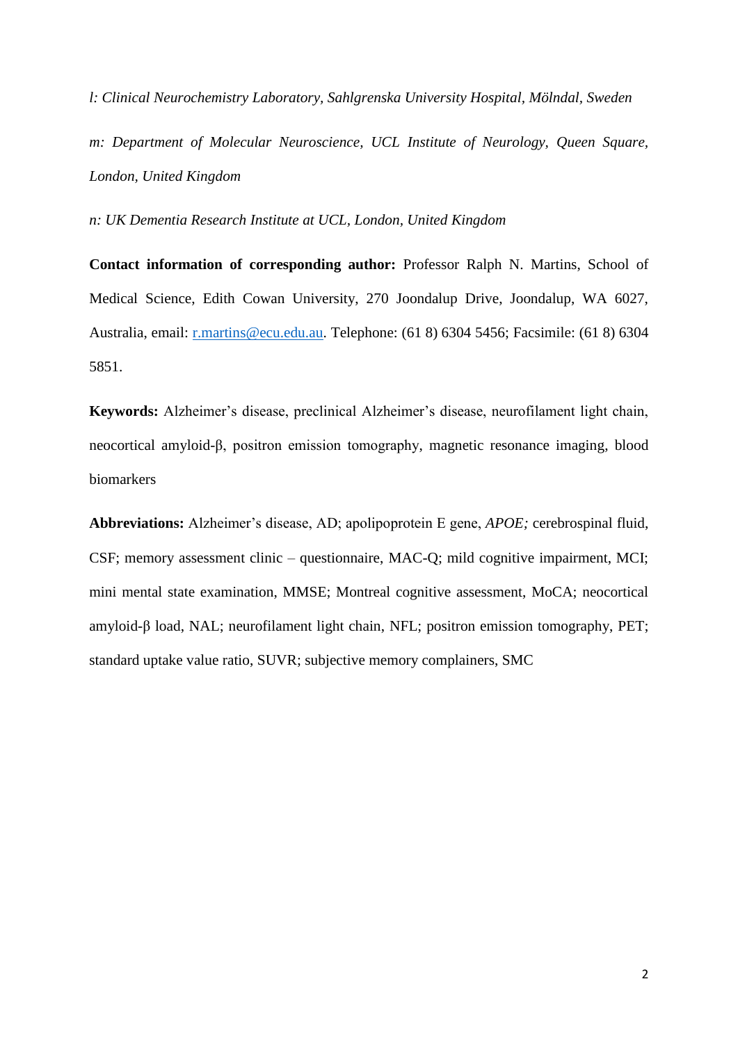*l: Clinical Neurochemistry Laboratory, Sahlgrenska University Hospital, Mölndal, Sweden*

*m: Department of Molecular Neuroscience, UCL Institute of Neurology, Queen Square, London, United Kingdom*

*n: UK Dementia Research Institute at UCL, London, United Kingdom*

**Contact information of corresponding author:** Professor Ralph N. Martins, School of Medical Science, Edith Cowan University, 270 Joondalup Drive, Joondalup, WA 6027, Australia, email: r.martins@ecu.edu.au. Telephone: (61 8) 6304 5456; Facsimile: (61 8) 6304 5851.

**Keywords:** Alzheimer's disease, preclinical Alzheimer's disease, neurofilament light chain, neocortical amyloid-β, positron emission tomography, magnetic resonance imaging, blood biomarkers

**Abbreviations:** Alzheimer's disease, AD; apolipoprotein E gene, *APOE;* cerebrospinal fluid, CSF; memory assessment clinic – questionnaire, MAC-Q; mild cognitive impairment, MCI; mini mental state examination, MMSE; Montreal cognitive assessment, MoCA; neocortical amyloid-β load, NAL; neurofilament light chain, NFL; positron emission tomography, PET; standard uptake value ratio, SUVR; subjective memory complainers, SMC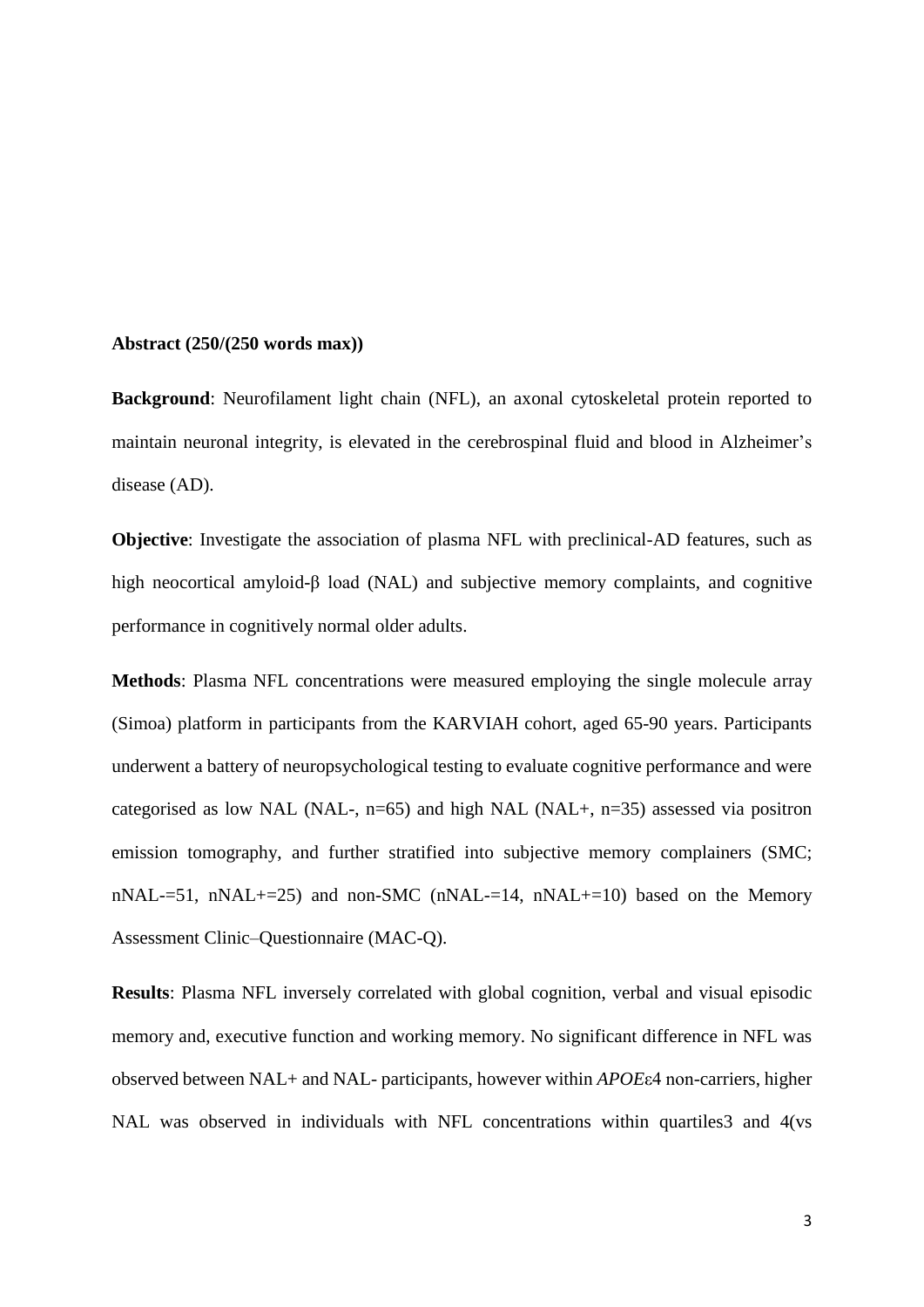**Abstract (250/(250 words max))**

**Background**: Neurofilament light chain (NFL), an axonal cytoskeletal protein reported to maintain neuronal integrity, is elevated in the cerebrospinal fluid and blood in Alzheimer's disease (AD).

**Objective**: Investigate the association of plasma NFL with preclinical-AD features, such as high neocortical amyloid-β load (NAL) and subjective memory complaints, and cognitive performance in cognitively normal older adults.

**Methods**: Plasma NFL concentrations were measured employing the single molecule array (Simoa) platform in participants from the KARVIAH cohort, aged 65-90 years. Participants underwent a battery of neuropsychological testing to evaluate cognitive performance and were categorised as low NAL (NAL-, n=65) and high NAL (NAL+, n=35) assessed via positron emission tomography, and further stratified into subjective memory complainers (SMC; nNAL-=51, nNAL+=25) and non-SMC (nNAL-=14, nNAL+=10) based on the Memory Assessment Clinic–Questionnaire (MAC-Q).

**Results**: Plasma NFL inversely correlated with global cognition, verbal and visual episodic memory and, executive function and working memory. No significant difference in NFL was observed between NAL+ and NAL- participants, however within *APOE*ε4 non-carriers, higher NAL was observed in individuals with NFL concentrations within quartiles3 and 4(vs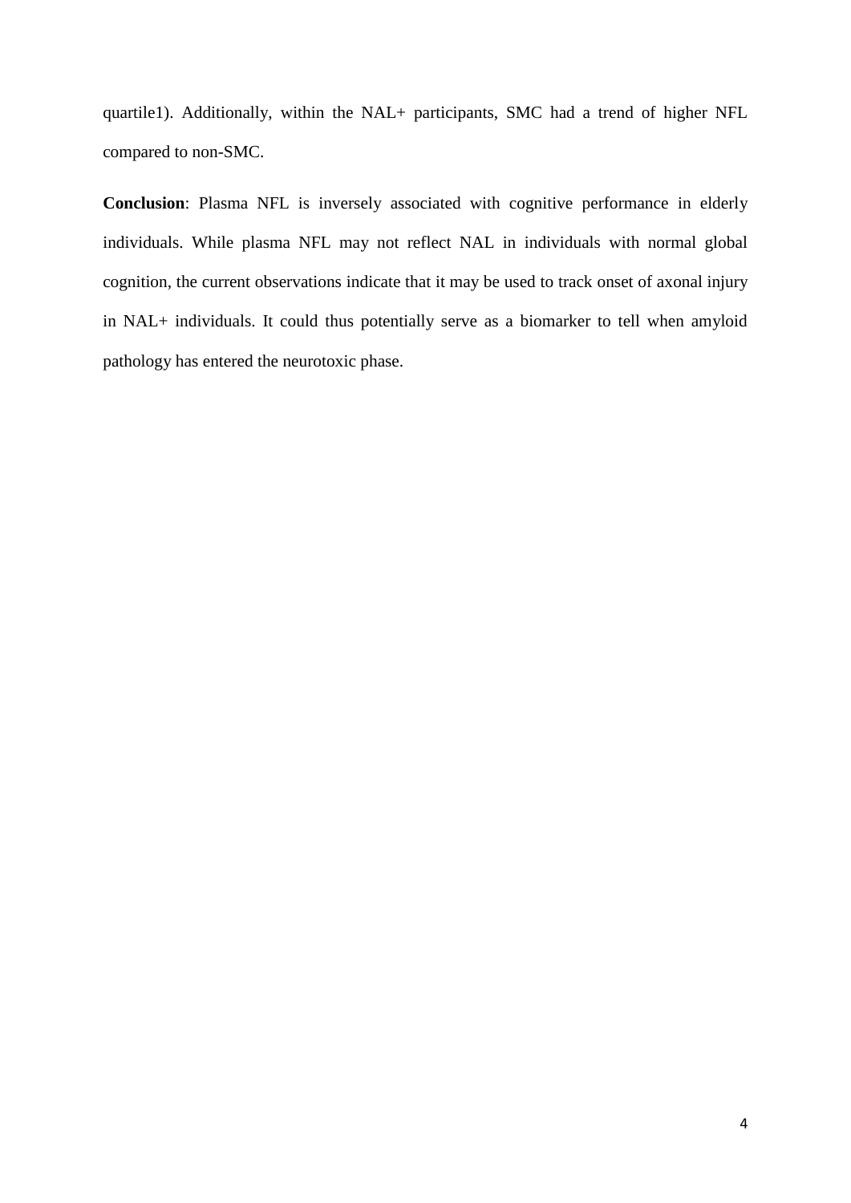quartile1). Additionally, within the NAL+ participants, SMC had a trend of higher NFL compared to non-SMC.

**Conclusion**: Plasma NFL is inversely associated with cognitive performance in elderly individuals. While plasma NFL may not reflect NAL in individuals with normal global cognition, the current observations indicate that it may be used to track onset of axonal injury in NAL+ individuals. It could thus potentially serve as a biomarker to tell when amyloid pathology has entered the neurotoxic phase.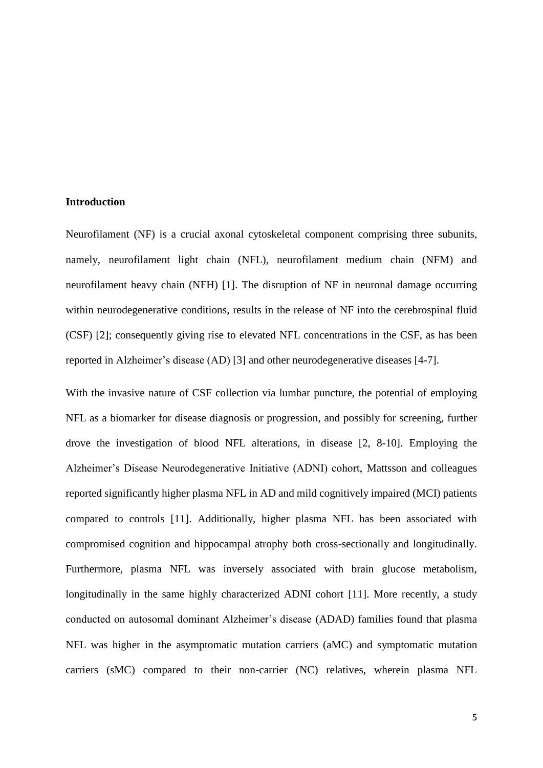## Introduction

Neurofilament (NF) is a crucial axonal cytoskeletal component comprising three subunits, namely, neurofilament light chain (NFL), neurofilament medium chain (NFM) and neurofilament heavy chain (NFH) [1]. The disruption of NF in neuronal damage occurring within neurodegenerative conditions, results in the release of NF into the cerebrospinal fluid (CSF) [2]; consequently giving rise to elevated NFL concentrations in the CSF, as has been reported in Alzheimer's disease (AD) [3] and other neurodegenerative diseases [4-7].

With the invasive nature of CSF collection via lumbar puncture, the potential of employing NFL as a biomarker for disease diagnosis or progression, and possibly for screening, further drove the investigation of blood NFL alterations, in disease [2, 8-10]. Employing the Alzheimer's Disease Neurodegenerative Initiative (ADNI) cohort, Mattsson and colleagues reported significantly higher plasma NFL in AD and mild cognitively impaired (MCI) patients compared to controls [11]. Additionally, higher plasma NFL has been associated with compromised cognition and hippocampal atrophy both cross-sectionally and longitudinally. Furthermore, plasma NFL was inversely associated with brain glucose metabolism, longitudinally in the same highly characterized ADNI cohort [11]. More recently, a study conducted on autosomal dominant Alzheimer's disease (ADAD) families found that plasma NFL was higher in the asymptomatic mutation carriers (aMC) and symptomatic mutation carriers (sMC) compared to their non-carrier (NC) relatives, wherein plasma NFL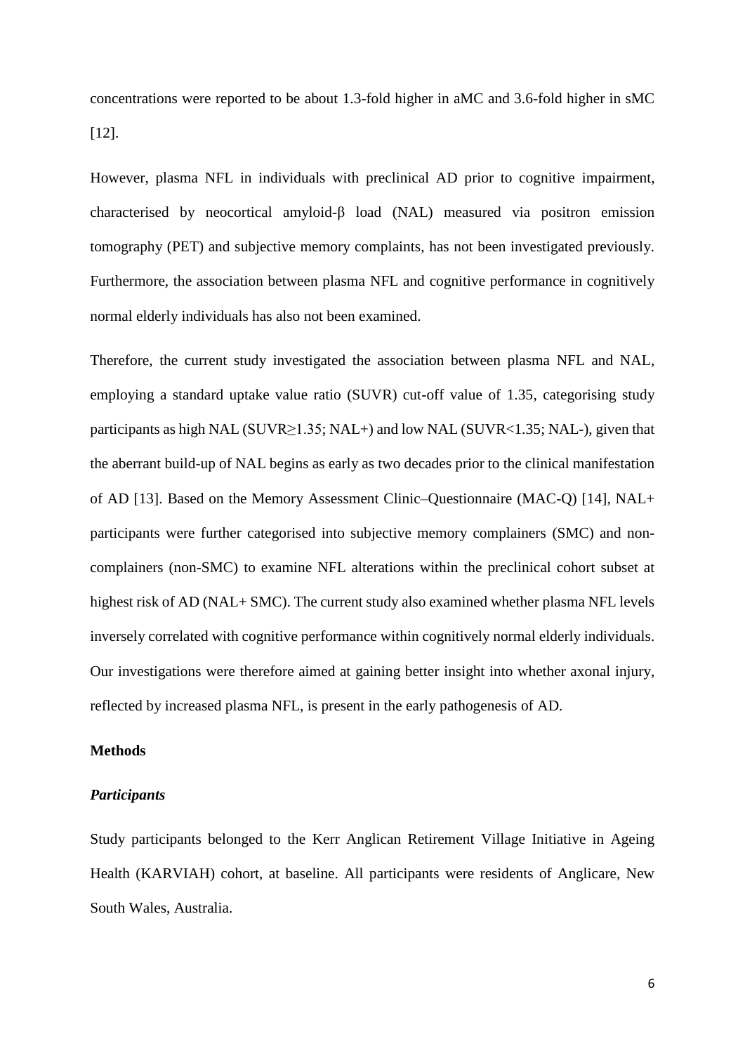concentrations were reported to be about 1.3-fold higher in aMC and 3.6-fold higher in sMC [12].

However, plasma NFL in individuals with preclinical AD prior to cognitive impairment, characterised by neocortical amyloid-β load (NAL) measured via positron emission tomography (PET) and subjective memory complaints, has not been investigated previously. Furthermore, the association between plasma NFL and cognitive performance in cognitively normal elderly individuals has also not been examined.

Therefore, the current study investigated the association between plasma NFL and NAL, employing a standard uptake value ratio (SUVR) cut-off value of 1.35, categorising study participants as high NAL (SUVR≥1.35; NAL+) and low NAL (SUVR<1.35; NAL-), given that the aberrant build-up of NAL begins as early as two decades prior to the clinical manifestation of AD [13]. Based on the Memory Assessment Clinic–Questionnaire (MAC-Q) [14], NAL+ participants were further categorised into subjective memory complainers (SMC) and non-complainers (non-SMC) to examine NFL alterations within the preclinical cohort subset at highest risk of AD (NAL+ SMC). The current study also examined whether plasma NFL levels inversely correlated with cognitive performance within cognitively normal elderly individuals. Our investigations were therefore aimed at gaining better insight into whether axonal injury, reflected by increased plasma NFL, is present in the early pathogenesis of AD.

## Methods

### *Participants*

Study participants belonged to the Kerr Anglican Retirement Village Initiative in Ageing Health (KARVIAH) cohort, at baseline. All participants were residents of Anglicare, New South Wales, Australia.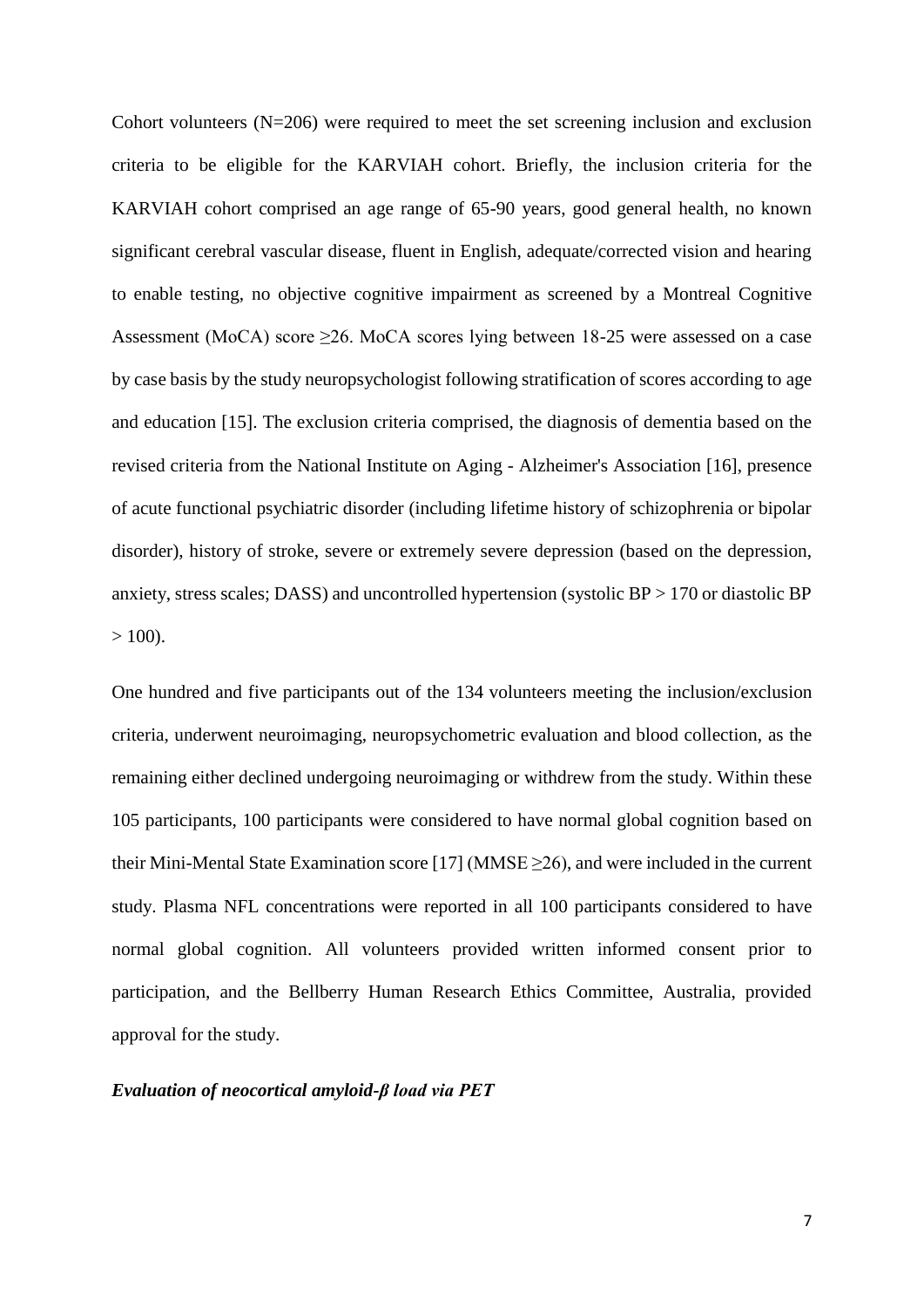Cohort volunteers (N=206) were required to meet the set screening inclusion and exclusion criteria to be eligible for the KARVIAH cohort. Briefly, the inclusion criteria for the KARVIAH cohort comprised an age range of 65-90 years, good general health, no known significant cerebral vascular disease, fluent in English, adequate/corrected vision and hearing to enable testing, no objective cognitive impairment as screened by a Montreal Cognitive Assessment (MoCA) score ≥26. MoCA scores lying between 18-25 were assessed on a case by case basis by the study neuropsychologist following stratification of scores according to age and education [15]. The exclusion criteria comprised, the diagnosis of dementia based on the revised criteria from the National Institute on Aging - Alzheimer's Association [16], presence of acute functional psychiatric disorder (including lifetime history of schizophrenia or bipolar disorder), history of stroke, severe or extremely severe depression (based on the depression, anxiety, stress scales; DASS) and uncontrolled hypertension (systolic BP > 170 or diastolic BP > 100).

One hundred and five participants out of the 134 volunteers meeting the inclusion/exclusion criteria, underwent neuroimaging, neuropsychometric evaluation and blood collection, as the remaining either declined undergoing neuroimaging or withdrew from the study. Within these 105 participants, 100 participants were considered to have normal global cognition based on their Mini-Mental State Examination score [17] (MMSE ≥26), and were included in the current study. Plasma NFL concentrations were reported in all 100 participants considered to have normal global cognition. All volunteers provided written informed consent prior to participation, and the Bellberry Human Research Ethics Committee, Australia, provided approval for the study.

### *Evaluation of neocortical amyloid-β load via PET*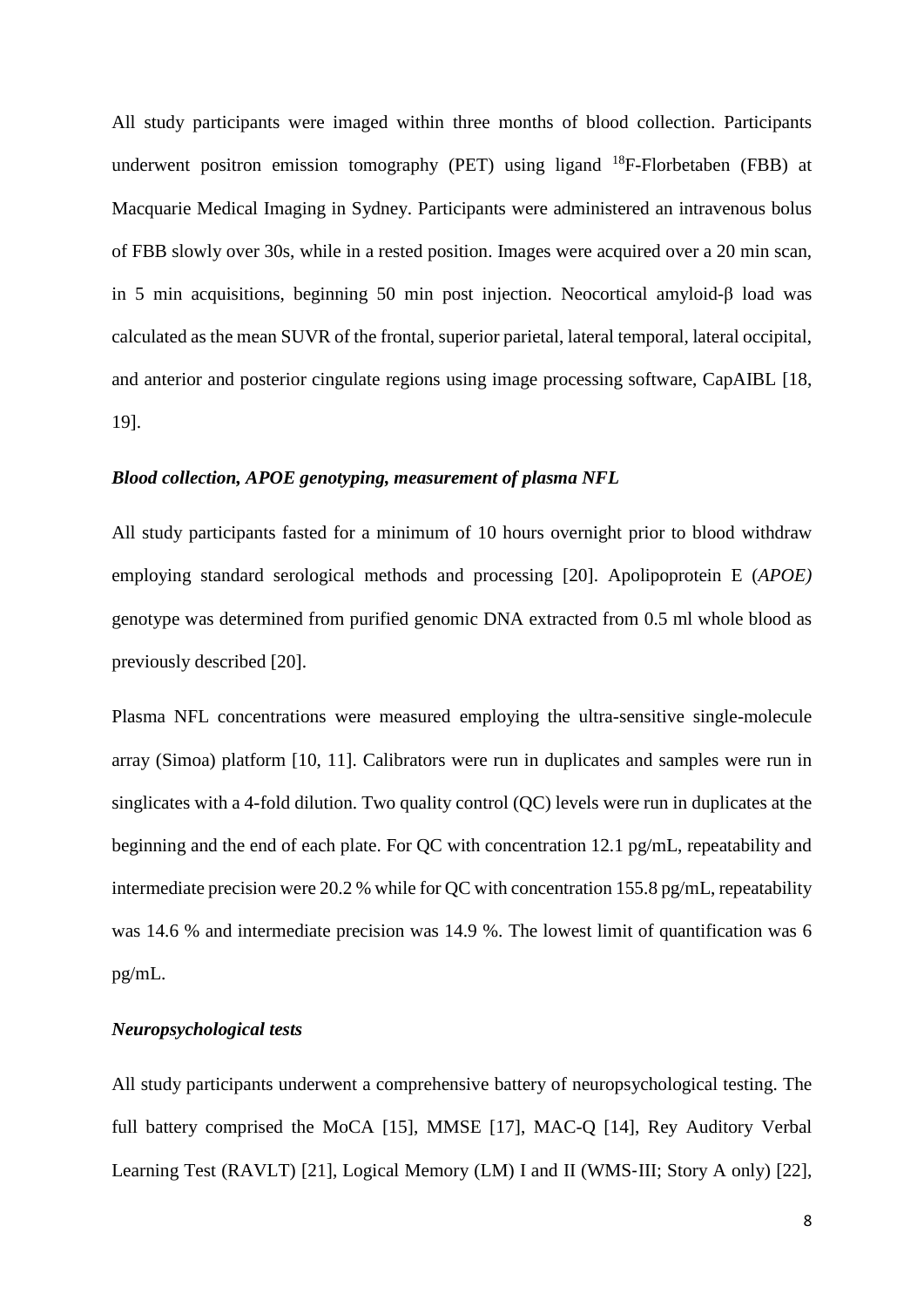All study participants were imaged within three months of blood collection. Participants underwent positron emission tomography (PET) using ligand $^{18}$F-Florbetaben (FBB) at Macquarie Medical Imaging in Sydney. Participants were administered an intravenous bolus of FBB slowly over 30s, while in a rested position. Images were acquired over a 20 min scan, in 5 min acquisitions, beginning 50 min post injection. Neocortical amyloid-β load was calculated as the mean SUVR of the frontal, superior parietal, lateral temporal, lateral occipital, and anterior and posterior cingulate regions using image processing software, CapAIBL [18, 19].

### *Blood collection, APOE genotyping, measurement of plasma NFL*

All study participants fasted for a minimum of 10 hours overnight prior to blood withdraw employing standard serological methods and processing [20]. Apolipoprotein E (*APOE)* genotype was determined from purified genomic DNA extracted from 0.5 ml whole blood as previously described [20].

Plasma NFL concentrations were measured employing the ultra-sensitive single-molecule array (Simoa) platform [10, 11]. Calibrators were run in duplicates and samples were run in singlicates with a 4-fold dilution. Two quality control (QC) levels were run in duplicates at the beginning and the end of each plate. For QC with concentration 12.1 pg/mL, repeatability and intermediate precision were 20.2 % while for QC with concentration 155.8 pg/mL, repeatability was 14.6 % and intermediate precision was 14.9 %. The lowest limit of quantification was 6 pg/mL.

### *Neuropsychological tests*

All study participants underwent a comprehensive battery of neuropsychological testing. The full battery comprised the MoCA [15], MMSE [17], MAC-Q [14], Rey Auditory Verbal Learning Test (RAVLT) [21], Logical Memory (LM) I and II (WMS-III; Story A only) [22],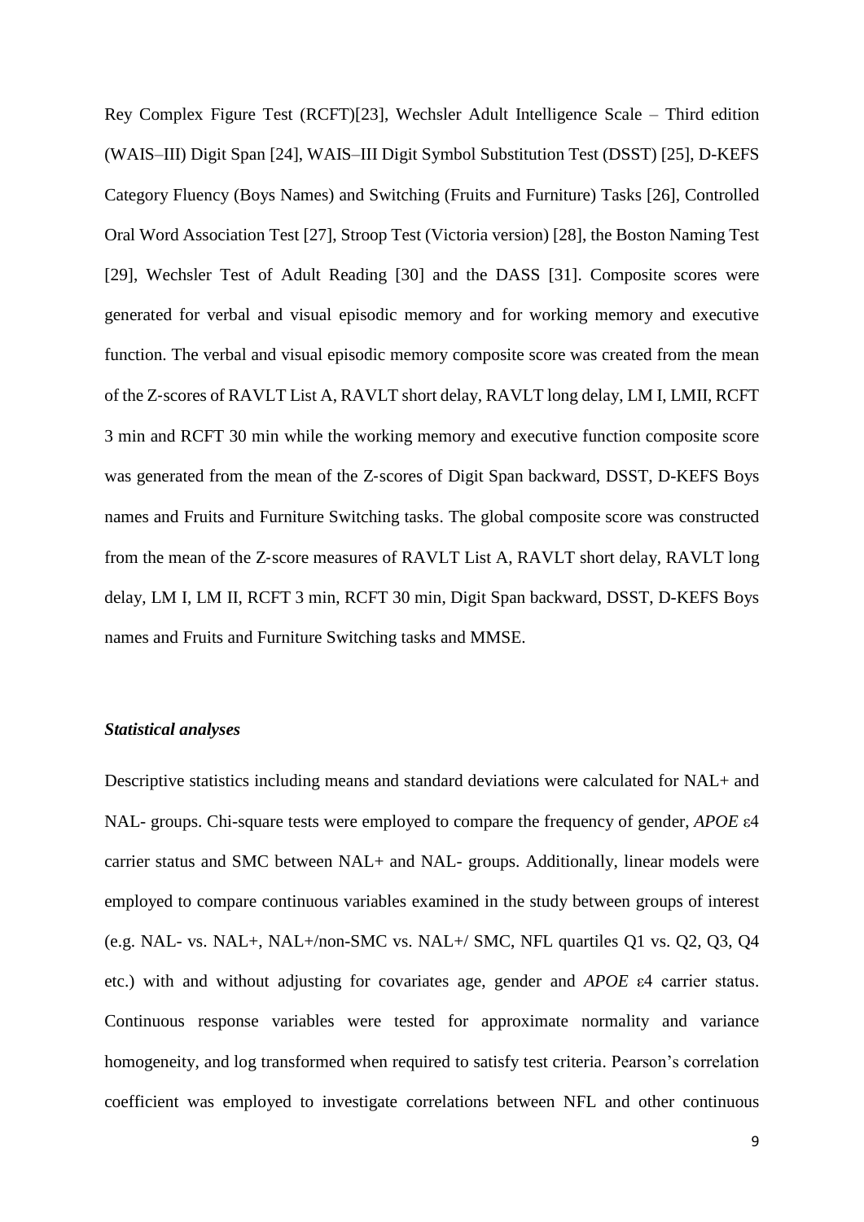Rey Complex Figure Test (RCFT)[23], Wechsler Adult Intelligence Scale – Third edition (WAIS–III) Digit Span [24], WAIS–III Digit Symbol Substitution Test (DSST) [25], D-KEFS Category Fluency (Boys Names) and Switching (Fruits and Furniture) Tasks [26], Controlled Oral Word Association Test [27], Stroop Test (Victoria version) [28], the Boston Naming Test [29], Wechsler Test of Adult Reading [30] and the DASS [31]. Composite scores were generated for verbal and visual episodic memory and for working memory and executive function. The verbal and visual episodic memory composite score was created from the mean of the Z-scores of RAVLT List A, RAVLT short delay, RAVLT long delay, LM I, LMII, RCFT 3 min and RCFT 30 min while the working memory and executive function composite score was generated from the mean of the Z-scores of Digit Span backward, DSST, D-KEFS Boys names and Fruits and Furniture Switching tasks. The global composite score was constructed from the mean of the Z-score measures of RAVLT List A, RAVLT short delay, RAVLT long delay, LM I, LM II, RCFT 3 min, RCFT 30 min, Digit Span backward, DSST, D-KEFS Boys names and Fruits and Furniture Switching tasks and MMSE.

### *Statistical analyses*

Descriptive statistics including means and standard deviations were calculated for NAL+ and NAL- groups. Chi-square tests were employed to compare the frequency of gender, *APOE* ε4 carrier status and SMC between NAL+ and NAL- groups. Additionally, linear models were employed to compare continuous variables examined in the study between groups of interest (e.g. NAL- vs. NAL+, NAL+/non-SMC vs. NAL+/ SMC, NFL quartiles Q1 vs. Q2, Q3, Q4 etc.) with and without adjusting for covariates age, gender and *APOE* ε4 carrier status. Continuous response variables were tested for approximate normality and variance homogeneity, and log transformed when required to satisfy test criteria. Pearson's correlation coefficient was employed to investigate correlations between NFL and other continuous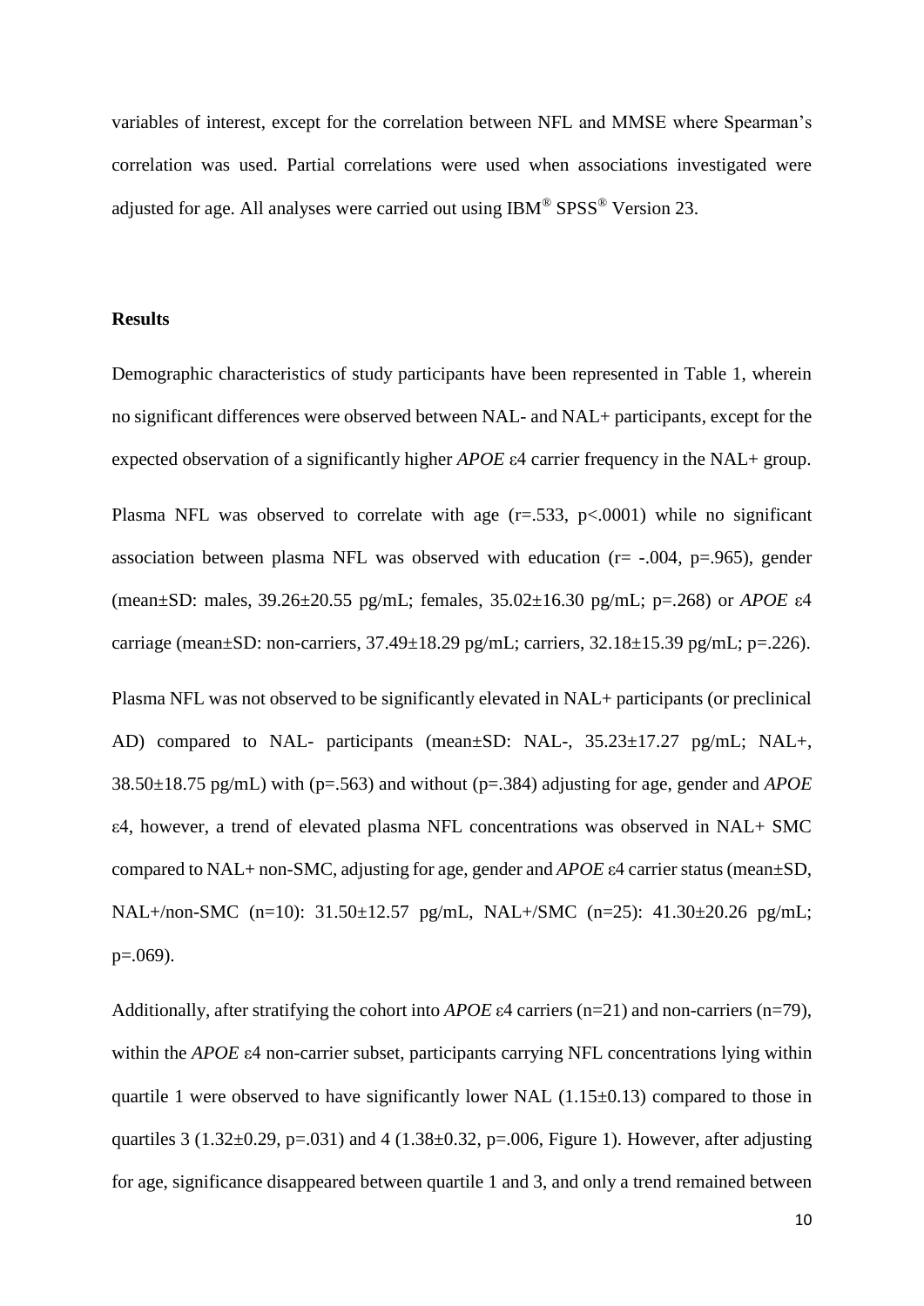variables of interest, except for the correlation between NFL and MMSE where Spearman's correlation was used. Partial correlations were used when associations investigated were adjusted for age. All analyses were carried out using IBM® SPSS® Version 23.

## Results

Demographic characteristics of study participants have been represented in Table 1, wherein no significant differences were observed between NAL- and NAL+ participants, except for the expected observation of a significantly higher *APOE* ε4 carrier frequency in the NAL+ group.

Plasma NFL was observed to correlate with age ($r=.533$, $p<.0001$) while no significant association between plasma NFL was observed with education ($r= -.004$, $p=.965$), gender (mean±SD: males, 39.26±20.55 pg/mL; females, 35.02±16.30 pg/mL; $p=.268$) or *APOE* ε4 carriage (mean±SD: non-carriers, 37.49±18.29 pg/mL; carriers, 32.18±15.39 pg/mL; $p=.226$).

Plasma NFL was not observed to be significantly elevated in NAL+ participants (or preclinical AD) compared to NAL- participants (mean±SD: NAL-, 35.23±17.27 pg/mL; NAL+, 38.50±18.75 pg/mL) with ($p=.563$) and without ($p=.384$) adjusting for age, gender and *APOE* ε4, however, a trend of elevated plasma NFL concentrations was observed in NAL+ SMC compared to NAL+ non-SMC, adjusting for age, gender and *APOE* ε4 carrier status (mean±SD, NAL+/non-SMC (n=10): 31.50±12.57 pg/mL, NAL+/SMC (n=25): 41.30±20.26 pg/mL; $p=.069$).

Additionally, after stratifying the cohort into *APOE* ε4 carriers (n=21) and non-carriers (n=79), within the *APOE* ε4 non-carrier subset, participants carrying NFL concentrations lying within quartile 1 were observed to have significantly lower NAL (1.15±0.13) compared to those in quartiles 3 (1.32±0.29, $p=.031$) and 4 (1.38±0.32, $p=.006$, Figure 1). However, after adjusting for age, significance disappeared between quartile 1 and 3, and only a trend remained between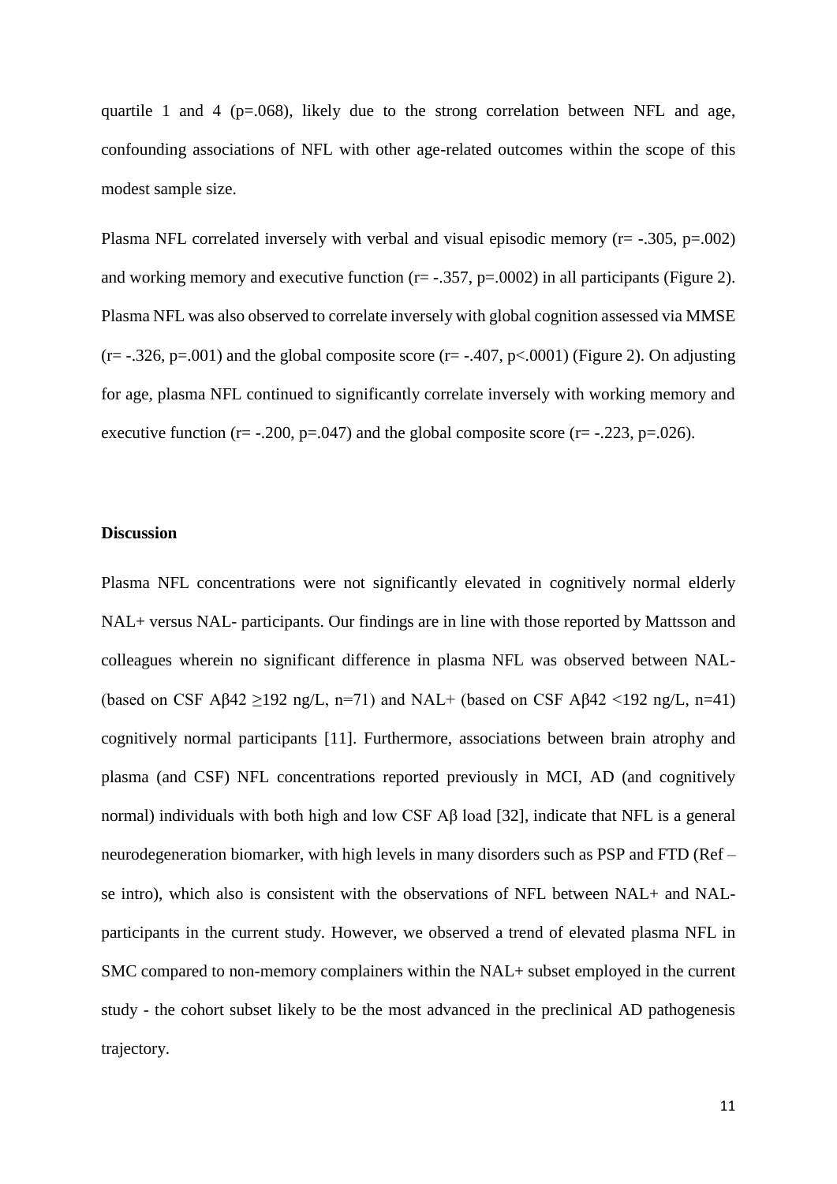quartile 1 and 4 ($p=.068$), likely due to the strong correlation between NFL and age, confounding associations of NFL with other age-related outcomes within the scope of this modest sample size.

Plasma NFL correlated inversely with verbal and visual episodic memory ($r= -.305$, $p=.002$) and working memory and executive function ($r= -.357$, $p=.0002$) in all participants (Figure 2). Plasma NFL was also observed to correlate inversely with global cognition assessed via MMSE ($r= -.326$, $p=.001$) and the global composite score ($r= -.407$, $p<.0001$) (Figure 2). On adjusting for age, plasma NFL continued to significantly correlate inversely with working memory and executive function ($r= -.200$, $p=.047$) and the global composite score ($r= -.223$, $p=.026$).

## Discussion

Plasma NFL concentrations were not significantly elevated in cognitively normal elderly NAL+ versus NAL- participants. Our findings are in line with those reported by Mattsson and colleagues wherein no significant difference in plasma NFL was observed between NAL- (based on CSF A$\beta$42 $\geq$192 ng/L, n=71) and NAL+ (based on CSF A$\beta$42 <192 ng/L, n=41) cognitively normal participants [11]. Furthermore, associations between brain atrophy and plasma (and CSF) NFL concentrations reported previously in MCI, AD (and cognitively normal) individuals with both high and low CSF A$\beta$ load [32], indicate that NFL is a general neurodegeneration biomarker, with high levels in many disorders such as PSP and FTD (Ref – se intro), which also is consistent with the observations of NFL between NAL+ and NAL- participants in the current study. However, we observed a trend of elevated plasma NFL in SMC compared to non-memory complainers within the NAL+ subset employed in the current study - the cohort subset likely to be the most advanced in the preclinical AD pathogenesis trajectory.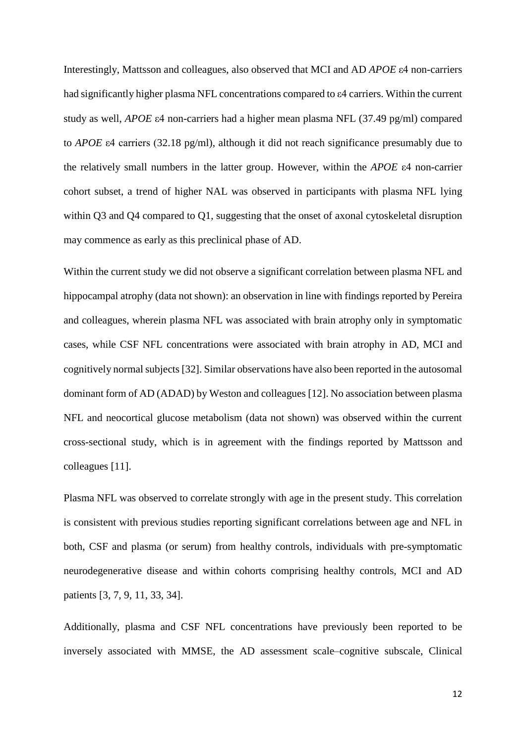Interestingly, Mattsson and colleagues, also observed that MCI and AD *APOE* ε4 non-carriers had significantly higher plasma NFL concentrations compared to ε4 carriers. Within the current study as well, *APOE* ε4 non-carriers had a higher mean plasma NFL (37.49 pg/ml) compared to *APOE* ε4 carriers (32.18 pg/ml), although it did not reach significance presumably due to the relatively small numbers in the latter group. However, within the *APOE* ε4 non-carrier cohort subset, a trend of higher NAL was observed in participants with plasma NFL lying within Q3 and Q4 compared to Q1, suggesting that the onset of axonal cytoskeletal disruption may commence as early as this preclinical phase of AD.

Within the current study we did not observe a significant correlation between plasma NFL and hippocampal atrophy (data not shown): an observation in line with findings reported by Pereira and colleagues, wherein plasma NFL was associated with brain atrophy only in symptomatic cases, while CSF NFL concentrations were associated with brain atrophy in AD, MCI and cognitively normal subjects [32]. Similar observations have also been reported in the autosomal dominant form of AD (ADAD) by Weston and colleagues [12]. No association between plasma NFL and neocortical glucose metabolism (data not shown) was observed within the current cross-sectional study, which is in agreement with the findings reported by Mattsson and colleagues [11].

Plasma NFL was observed to correlate strongly with age in the present study. This correlation is consistent with previous studies reporting significant correlations between age and NFL in both, CSF and plasma (or serum) from healthy controls, individuals with pre-symptomatic neurodegenerative disease and within cohorts comprising healthy controls, MCI and AD patients [3, 7, 9, 11, 33, 34].

Additionally, plasma and CSF NFL concentrations have previously been reported to be inversely associated with MMSE, the AD assessment scale–cognitive subscale, Clinical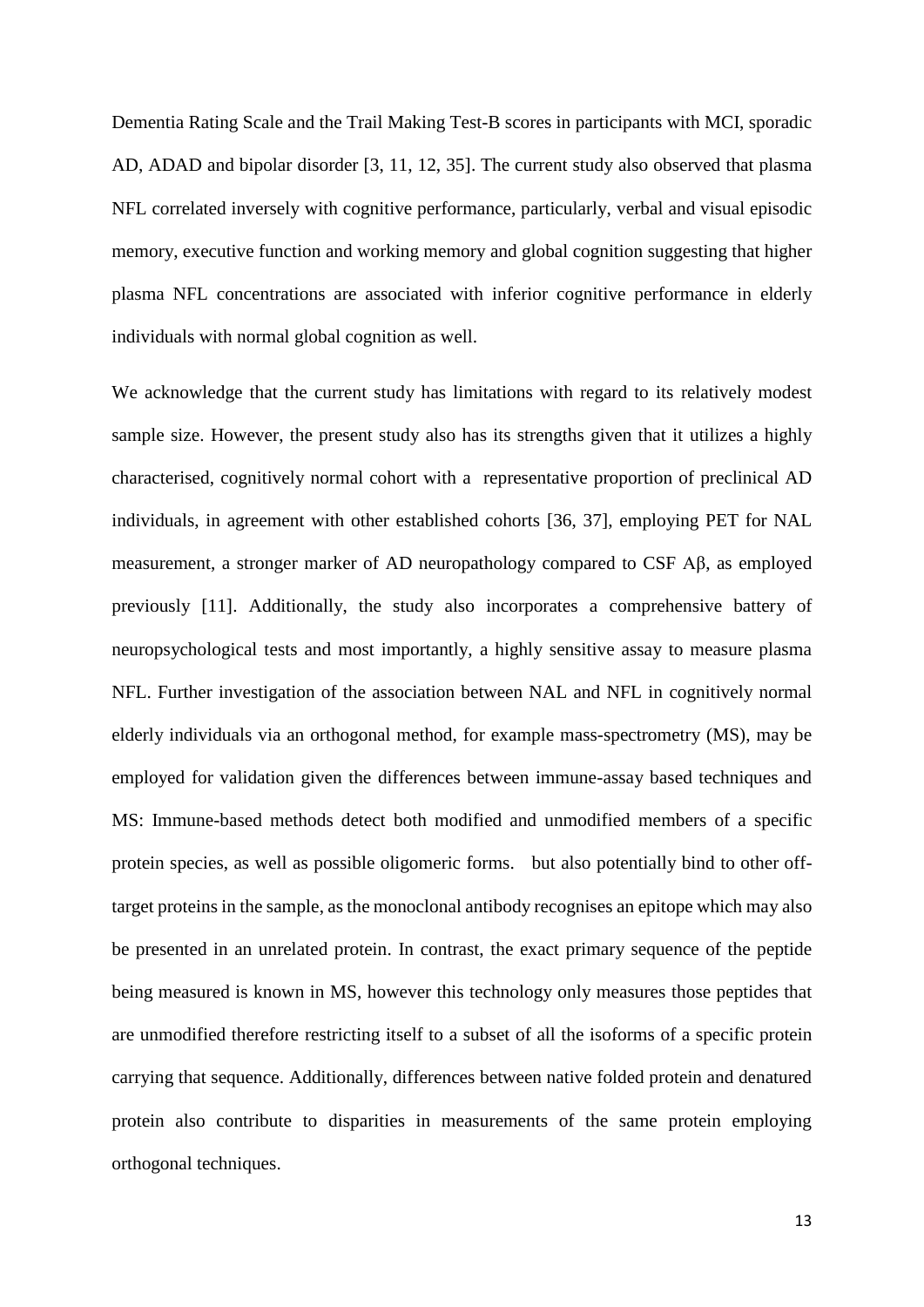Dementia Rating Scale and the Trail Making Test-B scores in participants with MCI, sporadic AD, ADAD and bipolar disorder [3, 11, 12, 35]. The current study also observed that plasma NFL correlated inversely with cognitive performance, particularly, verbal and visual episodic memory, executive function and working memory and global cognition suggesting that higher plasma NFL concentrations are associated with inferior cognitive performance in elderly individuals with normal global cognition as well.

We acknowledge that the current study has limitations with regard to its relatively modest sample size. However, the present study also has its strengths given that it utilizes a highly characterised, cognitively normal cohort with a representative proportion of preclinical AD individuals, in agreement with other established cohorts [36, 37], employing PET for NAL measurement, a stronger marker of AD neuropathology compared to CSF Aβ, as employed previously [11]. Additionally, the study also incorporates a comprehensive battery of neuropsychological tests and most importantly, a highly sensitive assay to measure plasma NFL. Further investigation of the association between NAL and NFL in cognitively normal elderly individuals via an orthogonal method, for example mass-spectrometry (MS), may be employed for validation given the differences between immune-assay based techniques and MS: Immune-based methods detect both modified and unmodified members of a specific protein species, as well as possible oligomeric forms. but also potentially bind to other off-target proteins in the sample, as the monoclonal antibody recognises an epitope which may also be presented in an unrelated protein. In contrast, the exact primary sequence of the peptide being measured is known in MS, however this technology only measures those peptides that are unmodified therefore restricting itself to a subset of all the isoforms of a specific protein carrying that sequence. Additionally, differences between native folded protein and denatured protein also contribute to disparities in measurements of the same protein employing orthogonal techniques.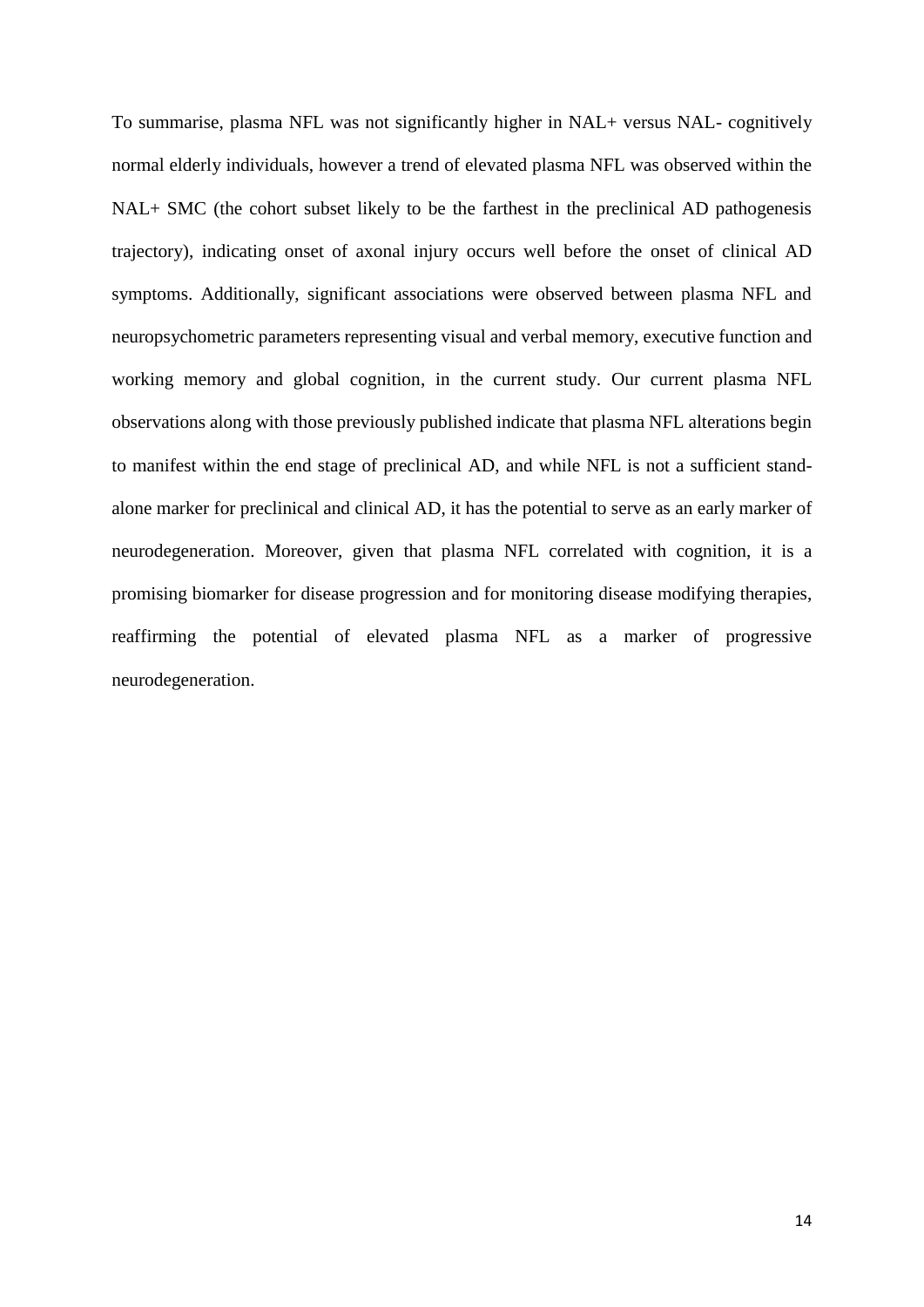To summarise, plasma NFL was not significantly higher in NAL+ versus NAL- cognitively normal elderly individuals, however a trend of elevated plasma NFL was observed within the NAL+ SMC (the cohort subset likely to be the farthest in the preclinical AD pathogenesis trajectory), indicating onset of axonal injury occurs well before the onset of clinical AD symptoms. Additionally, significant associations were observed between plasma NFL and neuropsychometric parameters representing visual and verbal memory, executive function and working memory and global cognition, in the current study. Our current plasma NFL observations along with those previously published indicate that plasma NFL alterations begin to manifest within the end stage of preclinical AD, and while NFL is not a sufficient stand-alone marker for preclinical and clinical AD, it has the potential to serve as an early marker of neurodegeneration. Moreover, given that plasma NFL correlated with cognition, it is a promising biomarker for disease progression and for monitoring disease modifying therapies, reaffirming the potential of elevated plasma NFL as a marker of progressive neurodegeneration.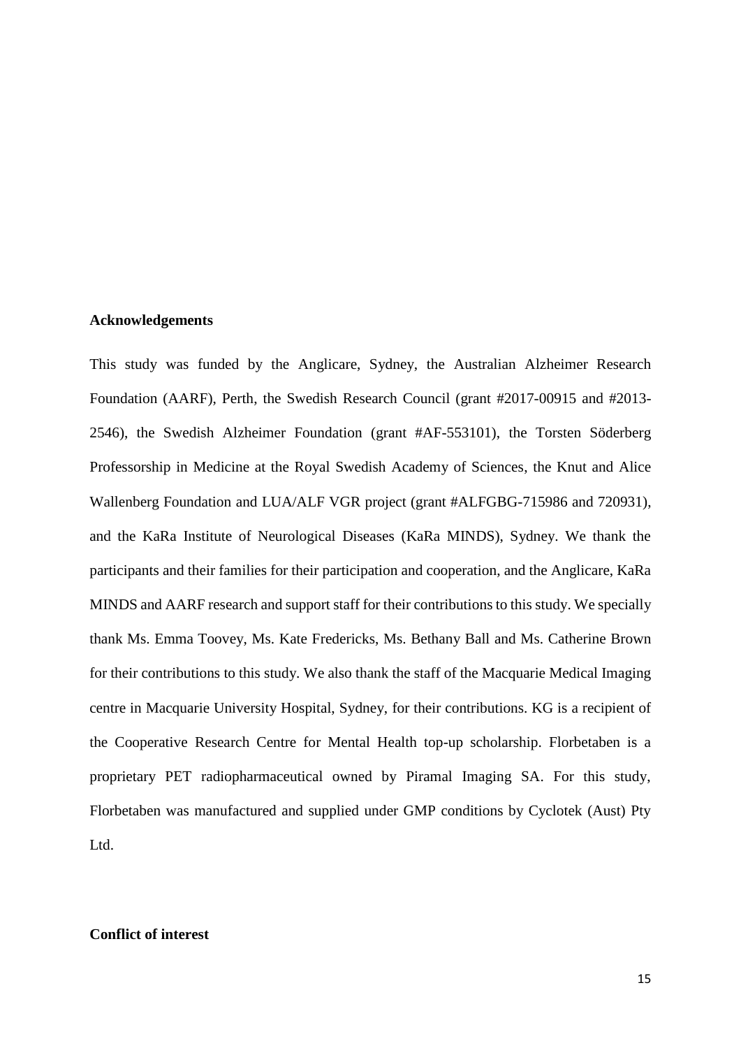**Acknowledgements**

This study was funded by the Anglicare, Sydney, the Australian Alzheimer Research Foundation (AARF), Perth, the Swedish Research Council (grant #2017-00915 and #2013-2546), the Swedish Alzheimer Foundation (grant #AF-553101), the Torsten Söderberg Professorship in Medicine at the Royal Swedish Academy of Sciences, the Knut and Alice Wallenberg Foundation and LUA/ALF VGR project (grant #ALFGBG-715986 and 720931), and the KaRa Institute of Neurological Diseases (KaRa MINDS), Sydney. We thank the participants and their families for their participation and cooperation, and the Anglicare, KaRa MINDS and AARF research and support staff for their contributions to this study. We specially thank Ms. Emma Toovey, Ms. Kate Fredericks, Ms. Bethany Ball and Ms. Catherine Brown for their contributions to this study. We also thank the staff of the Macquarie Medical Imaging centre in Macquarie University Hospital, Sydney, for their contributions. KG is a recipient of the Cooperative Research Centre for Mental Health top-up scholarship. Florbetaben is a proprietary PET radiopharmaceutical owned by Piramal Imaging SA. For this study, Florbetaben was manufactured and supplied under GMP conditions by Cyclotek (Aust) Pty Ltd.

**Conflict of interest**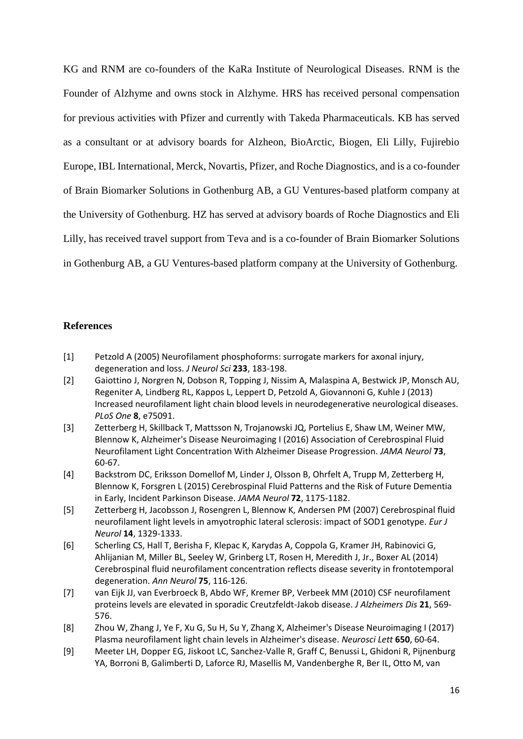KG and RNM are co-founders of the KaRa Institute of Neurological Diseases. RNM is the Founder of Alzhyme and owns stock in Alzhyme. HRS has received personal compensation for previous activities with Pfizer and currently with Takeda Pharmaceuticals. KB has served as a consultant or at advisory boards for Alzheon, BioArctic, Biogen, Eli Lilly, Fujirebio Europe, IBL International, Merck, Novartis, Pfizer, and Roche Diagnostics, and is a co-founder of Brain Biomarker Solutions in Gothenburg AB, a GU Ventures-based platform company at the University of Gothenburg. HZ has served at advisory boards of Roche Diagnostics and Eli Lilly, has received travel support from Teva and is a co-founder of Brain Biomarker Solutions in Gothenburg AB, a GU Ventures-based platform company at the University of Gothenburg.

## References

[1] Petzold A (2005) Neurofilament phosphoforms: surrogate markers for axonal injury, degeneration and loss. *J Neurol Sci* **233**, 183-198.

[2] Gaiottino J, Norgren N, Dobson R, Topping J, Nissim A, Malaspina A, Bestwick JP, Monsch AU, Regeniter A, Lindberg RL, Kappos L, Leppert D, Petzold A, Giovannoni G, Kuhle J (2013) Increased neurofilament light chain blood levels in neurodegenerative neurological diseases. *PLoS One* **8**, e75091.

[3] Zetterberg H, Skillback T, Mattsson N, Trojanowski JQ, Portelius E, Shaw LM, Weiner MW, Blennow K, Alzheimer's Disease Neuroimaging I (2016) Association of Cerebrospinal Fluid Neurofilament Light Concentration With Alzheimer Disease Progression. *JAMA Neurol* **73**, 60-67.

[4] Backstrom DC, Eriksson Domellof M, Linder J, Olsson B, Ohrfelt A, Trupp M, Zetterberg H, Blennow K, Forsgren L (2015) Cerebrospinal Fluid Patterns and the Risk of Future Dementia in Early, Incident Parkinson Disease. *JAMA Neurol* **72**, 1175-1182.

[5] Zetterberg H, Jacobsson J, Rosengren L, Blennow K, Andersen PM (2007) Cerebrospinal fluid neurofilament light levels in amyotrophic lateral sclerosis: impact of SOD1 genotype. *Eur J Neurol* **14**, 1329-1333.

[6] Scherling CS, Hall T, Berisha F, Klepac K, Karydas A, Coppola G, Kramer JH, Rabinovici G, Ahlijanian M, Miller BL, Seeley W, Grinberg LT, Rosen H, Meredith J, Jr., Boxer AL (2014) Cerebrospinal fluid neurofilament concentration reflects disease severity in frontotemporal degeneration. *Ann Neurol* **75**, 116-126.

[7] van Eijk JJ, van Everbroeck B, Abdo WF, Kremer BP, Verbeek MM (2010) CSF neurofilament proteins levels are elevated in sporadic Creutzfeldt-Jakob disease. *J Alzheimers Dis* **21**, 569-576.

[8] Zhou W, Zhang J, Ye F, Xu G, Su H, Su Y, Zhang X, Alzheimer's Disease Neuroimaging I (2017) Plasma neurofilament light chain levels in Alzheimer's disease. *Neurosci Lett* **650**, 60-64.

[9] Meeter LH, Dopper EG, Jiskoot LC, Sanchez-Valle R, Graff C, Benussi L, Ghidoni R, Pijnenburg YA, Borroni B, Galimberti D, Laforce RJ, Masellis M, Vandenberghe R, Ber IL, Otto M, van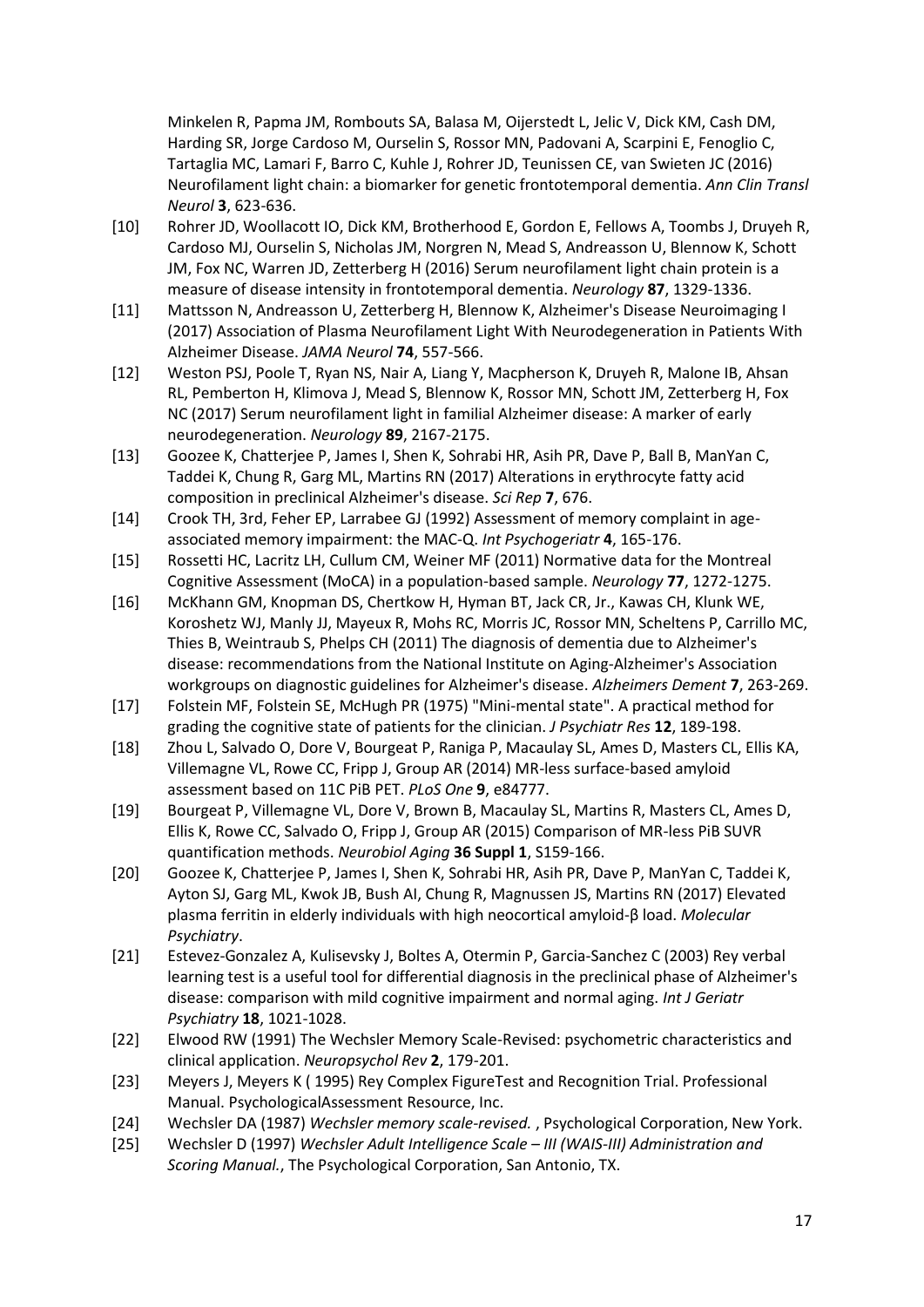Minkelen R, Papma JM, Rombouts SA, Balasa M, Oijerstedt L, Jelic V, Dick KM, Cash DM, Harding SR, Jorge Cardoso M, Ourselin S, Rossor MN, Padovani A, Scarpini E, Fenoglio C, Tartaglia MC, Lamari F, Barro C, Kuhle J, Rohrer JD, Teunissen CE, van Swieten JC (2016) Neurofilament light chain: a biomarker for genetic frontotemporal dementia. *Ann Clin Transl Neurol* **3**, 623-636.

[10] Rohrer JD, Woollacott IO, Dick KM, Brotherhood E, Gordon E, Fellows A, Toombs J, Druyeh R, Cardoso MJ, Ourselin S, Nicholas JM, Norgren N, Mead S, Andreasson U, Blennow K, Schott JM, Fox NC, Warren JD, Zetterberg H (2016) Serum neurofilament light chain protein is a measure of disease intensity in frontotemporal dementia. *Neurology* **87**, 1329-1336.

[11] Mattsson N, Andreasson U, Zetterberg H, Blennow K, Alzheimer's Disease Neuroimaging I (2017) Association of Plasma Neurofilament Light With Neurodegeneration in Patients With Alzheimer Disease. *JAMA Neurol* **74**, 557-566.

[12] Weston PSJ, Poole T, Ryan NS, Nair A, Liang Y, Macpherson K, Druyeh R, Malone IB, Ahsan RL, Pemberton H, Klimova J, Mead S, Blennow K, Rossor MN, Schott JM, Zetterberg H, Fox NC (2017) Serum neurofilament light in familial Alzheimer disease: A marker of early neurodegeneration. *Neurology* **89**, 2167-2175.

[13] Goozee K, Chatterjee P, James I, Shen K, Sohrabi HR, Asih PR, Dave P, Ball B, ManYan C, Taddei K, Chung R, Garg ML, Martins RN (2017) Alterations in erythrocyte fatty acid composition in preclinical Alzheimer's disease. *Sci Rep* **7**, 676.

[14] Crook TH, 3rd, Feher EP, Larrabee GJ (1992) Assessment of memory complaint in age-associated memory impairment: the MAC-Q. *Int Psychogeriatr* **4**, 165-176.

[15] Rossetti HC, Lacritz LH, Cullum CM, Weiner MF (2011) Normative data for the Montreal Cognitive Assessment (MoCA) in a population-based sample. *Neurology* **77**, 1272-1275.

[16] McKhann GM, Knopman DS, Chertkow H, Hyman BT, Jack CR, Jr., Kawas CH, Klunk WE, Koroshetz WJ, Manly JJ, Mayeux R, Mohs RC, Morris JC, Rossor MN, Scheltens P, Carrillo MC, Thies B, Weintraub S, Phelps CH (2011) The diagnosis of dementia due to Alzheimer's disease: recommendations from the National Institute on Aging-Alzheimer's Association workgroups on diagnostic guidelines for Alzheimer's disease. *Alzheimers Dement* **7**, 263-269.

[17] Folstein MF, Folstein SE, McHugh PR (1975) "Mini-mental state". A practical method for grading the cognitive state of patients for the clinician. *J Psychiatr Res* **12**, 189-198.

[18] Zhou L, Salvado O, Dore V, Bourgeat P, Raniga P, Macaulay SL, Ames D, Masters CL, Ellis KA, Villemagne VL, Rowe CC, Fripp J, Group AR (2014) MR-less surface-based amyloid assessment based on 11C PiB PET. *PLoS One* **9**, e84777.

[19] Bourgeat P, Villemagne VL, Dore V, Brown B, Macaulay SL, Martins R, Masters CL, Ames D, Ellis K, Rowe CC, Salvado O, Fripp J, Group AR (2015) Comparison of MR-less PiB SUVR quantification methods. *Neurobiol Aging* **36 Suppl 1**, S159-166.

[20] Goozee K, Chatterjee P, James I, Shen K, Sohrabi HR, Asih PR, Dave P, ManYan C, Taddei K, Ayton SJ, Garg ML, Kwok JB, Bush AI, Chung R, Magnussen JS, Martins RN (2017) Elevated plasma ferritin in elderly individuals with high neocortical amyloid-β load. *Molecular Psychiatry*.

[21] Estevez-Gonzalez A, Kulisevsky J, Boltes A, Otermin P, Garcia-Sanchez C (2003) Rey verbal learning test is a useful tool for differential diagnosis in the preclinical phase of Alzheimer's disease: comparison with mild cognitive impairment and normal aging. *Int J Geriatr Psychiatry* **18**, 1021-1028.

[22] Elwood RW (1991) The Wechsler Memory Scale-Revised: psychometric characteristics and clinical application. *Neuropsychol Rev* **2**, 179-201.

[23] Meyers J, Meyers K ( 1995) Rey Complex FigureTest and Recognition Trial. Professional Manual. PsychologicalAssessment Resource, Inc.

[24] Wechsler DA (1987) *Wechsler memory scale-revised.* , Psychological Corporation, New York.

[25] Wechsler D (1997) *Wechsler Adult Intelligence Scale – III (WAIS-III) Administration and Scoring Manual.*, The Psychological Corporation, San Antonio, TX.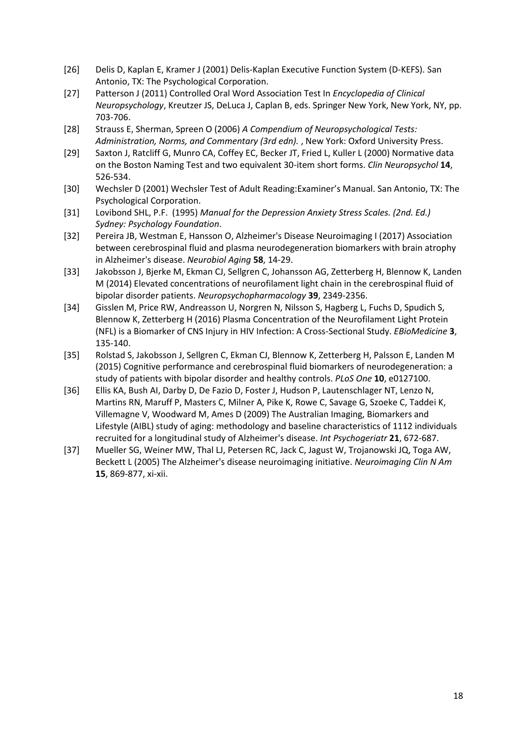[26] Delis D, Kaplan E, Kramer J (2001) Delis-Kaplan Executive Function System (D-KEFS). San Antonio, TX: The Psychological Corporation.

[27] Patterson J (2011) Controlled Oral Word Association Test In *Encyclopedia of Clinical Neuropsychology*, Kreutzer JS, DeLuca J, Caplan B, eds. Springer New York, New York, NY, pp. 703-706.

[28] Strauss E, Sherman, Spreen O (2006) *A Compendium of Neuropsychological Tests: Administration, Norms, and Commentary (3rd edn).* , New York: Oxford University Press.

[29] Saxton J, Ratcliff G, Munro CA, Coffey EC, Becker JT, Fried L, Kuller L (2000) Normative data on the Boston Naming Test and two equivalent 30-item short forms. *Clin Neuropsychol* **14**, 526-534.

[30] Wechsler D (2001) Wechsler Test of Adult Reading:Examiner's Manual. San Antonio, TX: The Psychological Corporation.

[31] Lovibond SHL, P.F. (1995) *Manual for the Depression Anxiety Stress Scales. (2nd. Ed.) Sydney: Psychology Foundation*.

[32] Pereira JB, Westman E, Hansson O, Alzheimer's Disease Neuroimaging I (2017) Association between cerebrospinal fluid and plasma neurodegeneration biomarkers with brain atrophy in Alzheimer's disease. *Neurobiol Aging* **58**, 14-29.

[33] Jakobsson J, Bjerke M, Ekman CJ, Sellgren C, Johansson AG, Zetterberg H, Blennow K, Landen M (2014) Elevated concentrations of neurofilament light chain in the cerebrospinal fluid of bipolar disorder patients. *Neuropsychopharmacology* **39**, 2349-2356.

[34] Gisslen M, Price RW, Andreasson U, Norgren N, Nilsson S, Hagberg L, Fuchs D, Spudich S, Blennow K, Zetterberg H (2016) Plasma Concentration of the Neurofilament Light Protein (NFL) is a Biomarker of CNS Injury in HIV Infection: A Cross-Sectional Study. *EBioMedicine* **3**, 135-140.

[35] Rolstad S, Jakobsson J, Sellgren C, Ekman CJ, Blennow K, Zetterberg H, Palsson E, Landen M (2015) Cognitive performance and cerebrospinal fluid biomarkers of neurodegeneration: a study of patients with bipolar disorder and healthy controls. *PLoS One* **10**, e0127100.

[36] Ellis KA, Bush AI, Darby D, De Fazio D, Foster J, Hudson P, Lautenschlager NT, Lenzo N, Martins RN, Maruff P, Masters C, Milner A, Pike K, Rowe C, Savage G, Szoeke C, Taddei K, Villemagne V, Woodward M, Ames D (2009) The Australian Imaging, Biomarkers and Lifestyle (AIBL) study of aging: methodology and baseline characteristics of 1112 individuals recruited for a longitudinal study of Alzheimer's disease. *Int Psychogeriatr* **21**, 672-687.

[37] Mueller SG, Weiner MW, Thal LJ, Petersen RC, Jack C, Jagust W, Trojanowski JQ, Toga AW, Beckett L (2005) The Alzheimer's disease neuroimaging initiative. *Neuroimaging Clin N Am* **15**, 869-877, xi-xii.